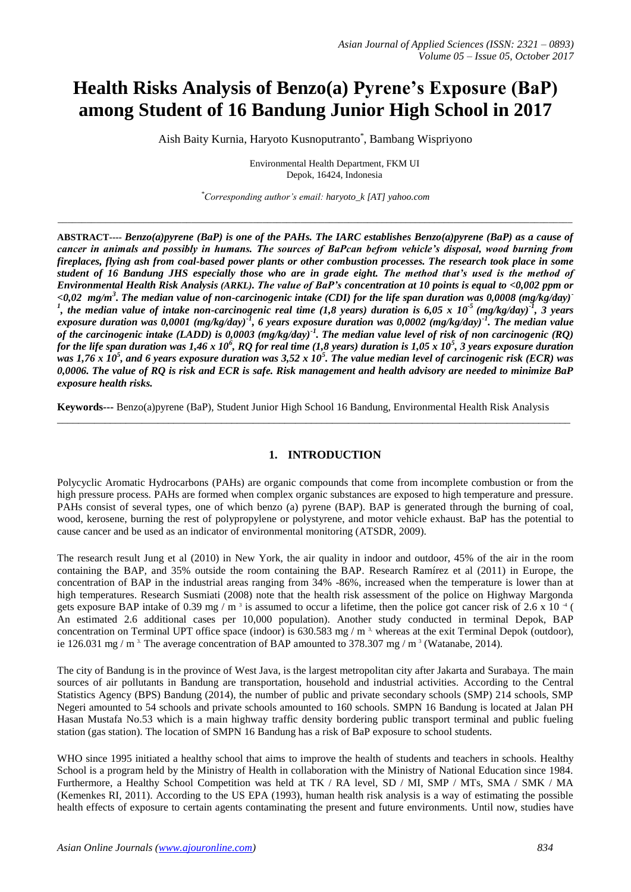# Health Risks Analysis of Benzo(a) Pyrene's Exposure (BaP) among Student of 16 Bandung Junior High School in 2017

Aish Baity Kurnia, Haryoto Kusnoputranto*, Bambang Wispriyono

Environmental Health Department, FKM UI
Depok, 16424, Indonesia

*Corresponding author's email: haryoto_k [AT] yahoo.com

---

**ABSTRACT---- *Benzo(a)pyrene (BaP) is one of the PAHs. The IARC establishes Benzo(a)pyrene (BaP) as a cause of cancer in animals and possibly in humans. The sources of BaPcan befrom vehicle's disposal, wood burning from fireplaces, flying ash from coal-based power plants or other combustion processes. The research took place in some student of 16 Bandung JHS especially those who are in grade eight. The method that's used is the method of Environmental Health Risk Analysis (ARKL). The value of BaP's concentration at 10 points is equal to <0,002 ppm or <0,02 mg/m$^3$. The median value of non-carcinogenic intake (CDI) for the life span duration was 0,0008 (mg/kg/day)$^{-1}$, the median value of intake non-carcinogenic real time (1,8 years) duration is 6,05 x 10$^{-5}$ (mg/kg/day)$^{-1}$, 3 years exposure duration was 0,0001 (mg/kg/day)$^{-1}$, 6 years exposure duration was 0,0002 (mg/kg/day)$^{-1}$. The median value of the carcinogenic intake (LADD) is 0,0003 (mg/kg/day)$^{-1}$. The median value level of risk of non carcinogenic (RQ) for the life span duration was 1,46 x 10$^6$, RQ for real time (1,8 years) duration is 1,05 x 10$^5$, 3 years exposure duration was 1,76 x 10$^5$, and 6 years exposure duration was 3,52 x 10$^5$. The value median level of carcinogenic risk (ECR) was 0,0006. The value of RQ is risk and ECR is safe. Risk management and health advisory are needed to minimize BaP exposure health risks.***

**Keywords---** Benzo(a)pyrene (BaP), Student Junior High School 16 Bandung, Environmental Health Risk Analysis

---

## 1. INTRODUCTION

Polycyclic Aromatic Hydrocarbons (PAHs) are organic compounds that come from incomplete combustion or from the high pressure process. PAHs are formed when complex organic substances are exposed to high temperature and pressure. PAHs consist of several types, one of which benzo (a) pyrene (BAP). BAP is generated through the burning of coal, wood, kerosene, burning the rest of polypropylene or polystyrene, and motor vehicle exhaust. BaP has the potential to cause cancer and be used as an indicator of environmental monitoring (ATSDR, 2009).

The research result Jung et al (2010) in New York, the air quality in indoor and outdoor, 45% of the air in the room containing the BAP, and 35% outside the room containing the BAP. Research Ramírez et al (2011) in Europe, the concentration of BAP in the industrial areas ranging from 34% -86%, increased when the temperature is lower than at high temperatures. Research Susmiati (2008) note that the health risk assessment of the police on Highway Margonda gets exposure BAP intake of 0.39 mg / m $^3$ is assumed to occur a lifetime, then the police got cancer risk of 2.6 x 10 $^{-4}$ ( An estimated 2.6 additional cases per 10,000 population). Another study conducted in terminal Depok, BAP concentration on Terminal UPT office space (indoor) is 630.583 mg / m $^3$, whereas at the exit Terminal Depok (outdoor), ie 126.031 mg / m $^3$. The average concentration of BAP amounted to 378.307 mg / m $^3$ (Watanabe, 2014).

The city of Bandung is in the province of West Java, is the largest metropolitan city after Jakarta and Surabaya. The main sources of air pollutants in Bandung are transportation, household and industrial activities. According to the Central Statistics Agency (BPS) Bandung (2014), the number of public and private secondary schools (SMP) 214 schools, SMP Negeri amounted to 54 schools and private schools amounted to 160 schools. SMPN 16 Bandung is located at Jalan PH Hasan Mustafa No.53 which is a main highway traffic density bordering public transport terminal and public fueling station (gas station). The location of SMPN 16 Bandung has a risk of BaP exposure to school students.

WHO since 1995 initiated a healthy school that aims to improve the health of students and teachers in schools. Healthy School is a program held by the Ministry of Health in collaboration with the Ministry of National Education since 1984. Furthermore, a Healthy School Competition was held at TK / RA level, SD / MI, SMP / MTs, SMA / SMK / MA (Kemenkes RI, 2011). According to the US EPA (1993), human health risk analysis is a way of estimating the possible health effects of exposure to certain agents contaminating the present and future environments. Until now, studies have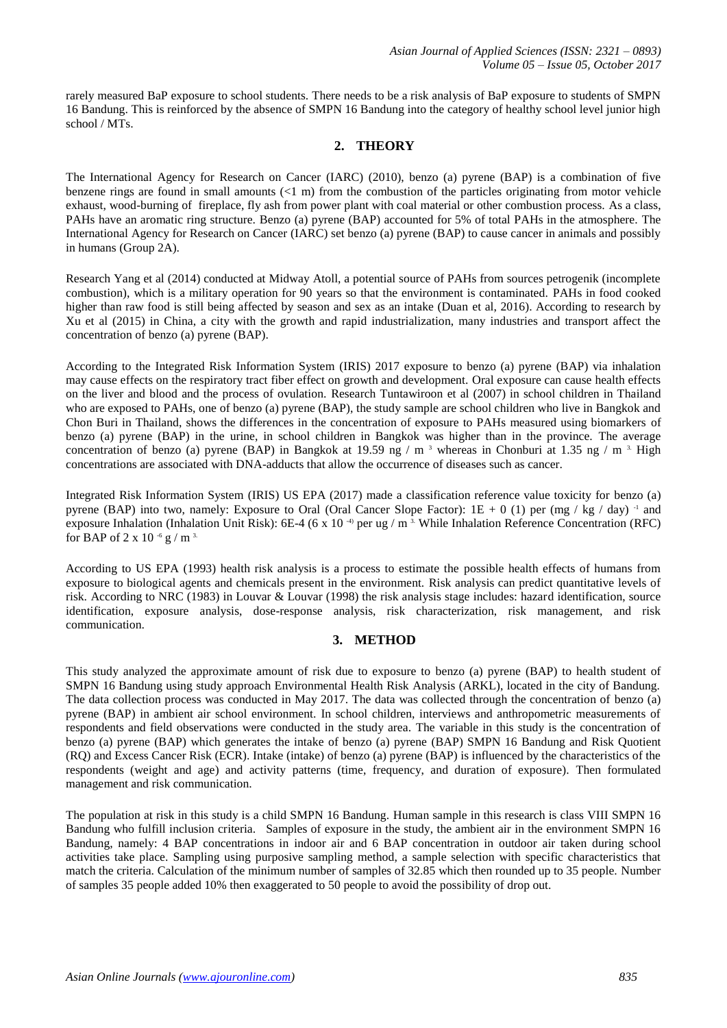rarely measured BaP exposure to school students. There needs to be a risk analysis of BaP exposure to students of SMPN 16 Bandung. This is reinforced by the absence of SMPN 16 Bandung into the category of healthy school level junior high school / MTs.

## 2. THEORY

The International Agency for Research on Cancer (IARC) (2010), benzo (a) pyrene (BAP) is a combination of five benzene rings are found in small amounts (<1 m) from the combustion of the particles originating from motor vehicle exhaust, wood-burning of fireplace, fly ash from power plant with coal material or other combustion process. As a class, PAHs have an aromatic ring structure. Benzo (a) pyrene (BAP) accounted for 5% of total PAHs in the atmosphere. The International Agency for Research on Cancer (IARC) set benzo (a) pyrene (BAP) to cause cancer in animals and possibly in humans (Group 2A).

Research Yang et al (2014) conducted at Midway Atoll, a potential source of PAHs from sources petrogenik (incomplete combustion), which is a military operation for 90 years so that the environment is contaminated. PAHs in food cooked higher than raw food is still being affected by season and sex as an intake (Duan et al, 2016). According to research by Xu et al (2015) in China, a city with the growth and rapid industrialization, many industries and transport affect the concentration of benzo (a) pyrene (BAP).

According to the Integrated Risk Information System (IRIS) 2017 exposure to benzo (a) pyrene (BAP) via inhalation may cause effects on the respiratory tract fiber effect on growth and development. Oral exposure can cause health effects on the liver and blood and the process of ovulation. Research Tuntawiroon et al (2007) in school children in Thailand who are exposed to PAHs, one of benzo (a) pyrene (BAP), the study sample are school children who live in Bangkok and Chon Buri in Thailand, shows the differences in the concentration of exposure to PAHs measured using biomarkers of benzo (a) pyrene (BAP) in the urine, in school children in Bangkok was higher than in the province. The average concentration of benzo (a) pyrene (BAP) in Bangkok at 19.59 ng / m $^{3}$ whereas in Chonburi at 1.35 ng / m $^{3.}$ High concentrations are associated with DNA-adducts that allow the occurrence of diseases such as cancer.

Integrated Risk Information System (IRIS) US EPA (2017) made a classification reference value toxicity for benzo (a) pyrene (BAP) into two, namely: Exposure to Oral (Oral Cancer Slope Factor): 1E + 0 (1) per (mg / kg / day) $^{-1}$ and exposure Inhalation (Inhalation Unit Risk): 6E-4 (6 x 10 $^{-4)}$ per ug / m $^{3.}$ While Inhalation Reference Concentration (RFC) for BAP of 2 x 10 $^{-6}$ g / m $^{3.}$

According to US EPA (1993) health risk analysis is a process to estimate the possible health effects of humans from exposure to biological agents and chemicals present in the environment. Risk analysis can predict quantitative levels of risk. According to NRC (1983) in Louvar & Louvar (1998) the risk analysis stage includes: hazard identification, source identification, exposure analysis, dose-response analysis, risk characterization, risk management, and risk communication.

## 3. METHOD

This study analyzed the approximate amount of risk due to exposure to benzo (a) pyrene (BAP) to health student of SMPN 16 Bandung using study approach Environmental Health Risk Analysis (ARKL), located in the city of Bandung. The data collection process was conducted in May 2017. The data was collected through the concentration of benzo (a) pyrene (BAP) in ambient air school environment. In school children, interviews and anthropometric measurements of respondents and field observations were conducted in the study area. The variable in this study is the concentration of benzo (a) pyrene (BAP) which generates the intake of benzo (a) pyrene (BAP) SMPN 16 Bandung and Risk Quotient (RQ) and Excess Cancer Risk (ECR). Intake (intake) of benzo (a) pyrene (BAP) is influenced by the characteristics of the respondents (weight and age) and activity patterns (time, frequency, and duration of exposure). Then formulated management and risk communication.

The population at risk in this study is a child SMPN 16 Bandung. Human sample in this research is class VIII SMPN 16 Bandung who fulfill inclusion criteria. Samples of exposure in the study, the ambient air in the environment SMPN 16 Bandung, namely: 4 BAP concentrations in indoor air and 6 BAP concentration in outdoor air taken during school activities take place. Sampling using purposive sampling method, a sample selection with specific characteristics that match the criteria. Calculation of the minimum number of samples of 32.85 which then rounded up to 35 people. Number of samples 35 people added 10% then exaggerated to 50 people to avoid the possibility of drop out.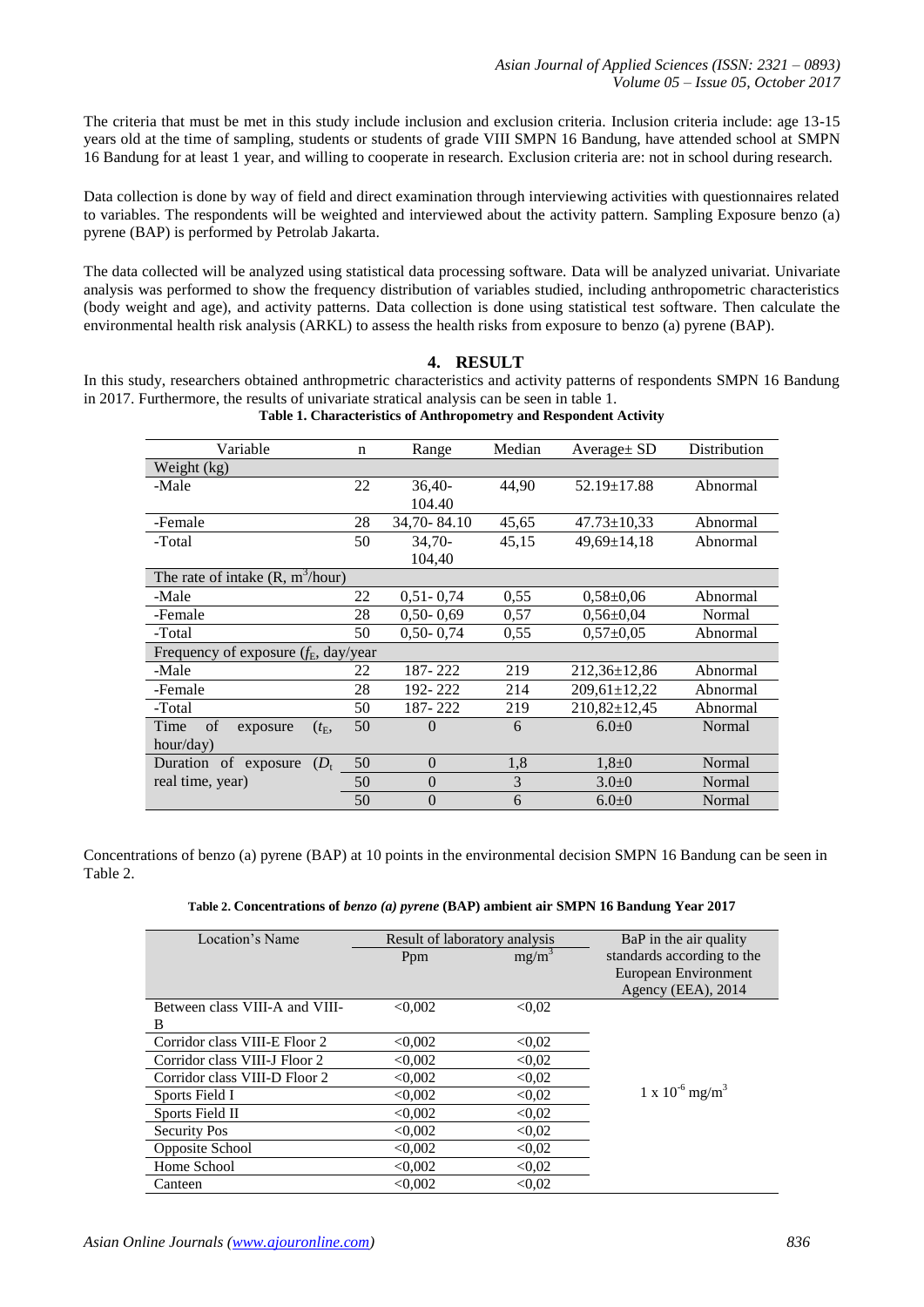The criteria that must be met in this study include inclusion and exclusion criteria. Inclusion criteria include: age 13-15 years old at the time of sampling, students or students of grade VIII SMPN 16 Bandung, have attended school at SMPN 16 Bandung for at least 1 year, and willing to cooperate in research. Exclusion criteria are: not in school during research.

Data collection is done by way of field and direct examination through interviewing activities with questionnaires related to variables. The respondents will be weighted and interviewed about the activity pattern. Sampling Exposure benzo (a) pyrene (BAP) is performed by Petrolab Jakarta.

The data collected will be analyzed using statistical data processing software. Data will be analyzed univariat. Univariate analysis was performed to show the frequency distribution of variables studied, including anthropometric characteristics (body weight and age), and activity patterns. Data collection is done using statistical test software. Then calculate the environmental health risk analysis (ARKL) to assess the health risks from exposure to benzo (a) pyrene (BAP).

## 4. RESULT

In this study, researchers obtained anthropmetric characteristics and activity patterns of respondents SMPN 16 Bandung in 2017. Furthermore, the results of univariate stratical analysis can be seen in table 1.

**Table 1. Characteristics of Anthropometry and Respondent Activity**

| Variable | n | Range | Median | Average± SD | Distribution |
|---|---|---|---|---|---|
| Weight (kg) | | | | | |
| -Male | 22 | 36,40-104.40 | 44,90 | 52.19±17.88 | Abnormal |
| -Female | 28 | 34,70- 84.10 | 45,65 | 47.73±10,33 | Abnormal |
| -Total | 50 | 34,70-104,40 | 45,15 | 49,69±14,18 | Abnormal |
| The rate of intake (R, $m^3$/hour) | | | | | |
| -Male | 22 | 0,51- 0,74 | 0,55 | 0,58±0,06 | Abnormal |
| -Female | 28 | 0,50- 0,69 | 0,57 | 0,56±0,04 | Normal |
| -Total | 50 | 0,50- 0,74 | 0,55 | 0,57±0,05 | Abnormal |
| Frequency of exposure ($f_E$, day/year | | | | | |
| -Male | 22 | 187- 222 | 219 | 212,36±12,86 | Abnormal |
| -Female | 28 | 192- 222 | 214 | 209,61±12,22 | Abnormal |
| -Total | 50 | 187- 222 | 219 | 210,82±12,45 | Abnormal |
| Time of exposure ($t_E$, hour/day) | 50 | 0 | 6 | 6.0±0 | Normal |
| Duration of exposure ($D_t$ real time, year) | 50 | 0 | 1,8 | 1,8±0 | Normal |
| | 50 | 0 | 3 | 3.0±0 | Normal |
| | 50 | 0 | 6 | 6.0±0 | Normal |

Concentrations of benzo (a) pyrene (BAP) at 10 points in the environmental decision SMPN 16 Bandung can be seen in Table 2.

**Table 2. Concentrations of *benzo (a) pyrene* (BAP) ambient air SMPN 16 Bandung Year 2017**

| Location's Name | Result of laboratory analysis | | BaP in the air quality standards according to the European Environment Agency (EEA), 2014 |
|---|---|---|---|
| | Ppm | $mg/m^3$ | |
| Between class VIII-A and VIII-B | <0,002 | <0,02 | $1 \times 10^{-6}$ $mg/m^3$ |
| Corridor class VIII-E Floor 2 | <0,002 | <0,02 | |
| Corridor class VIII-J Floor 2 | <0,002 | <0,02 | |
| Corridor class VIII-D Floor 2 | <0,002 | <0,02 | |
| Sports Field I | <0,002 | <0,02 | |
| Sports Field II | <0,002 | <0,02 | |
| Security Pos | <0,002 | <0,02 | |
| Opposite School | <0,002 | <0,02 | |
| Home School | <0,002 | <0,02 | |
| Canteen | <0,002 | <0,02 | |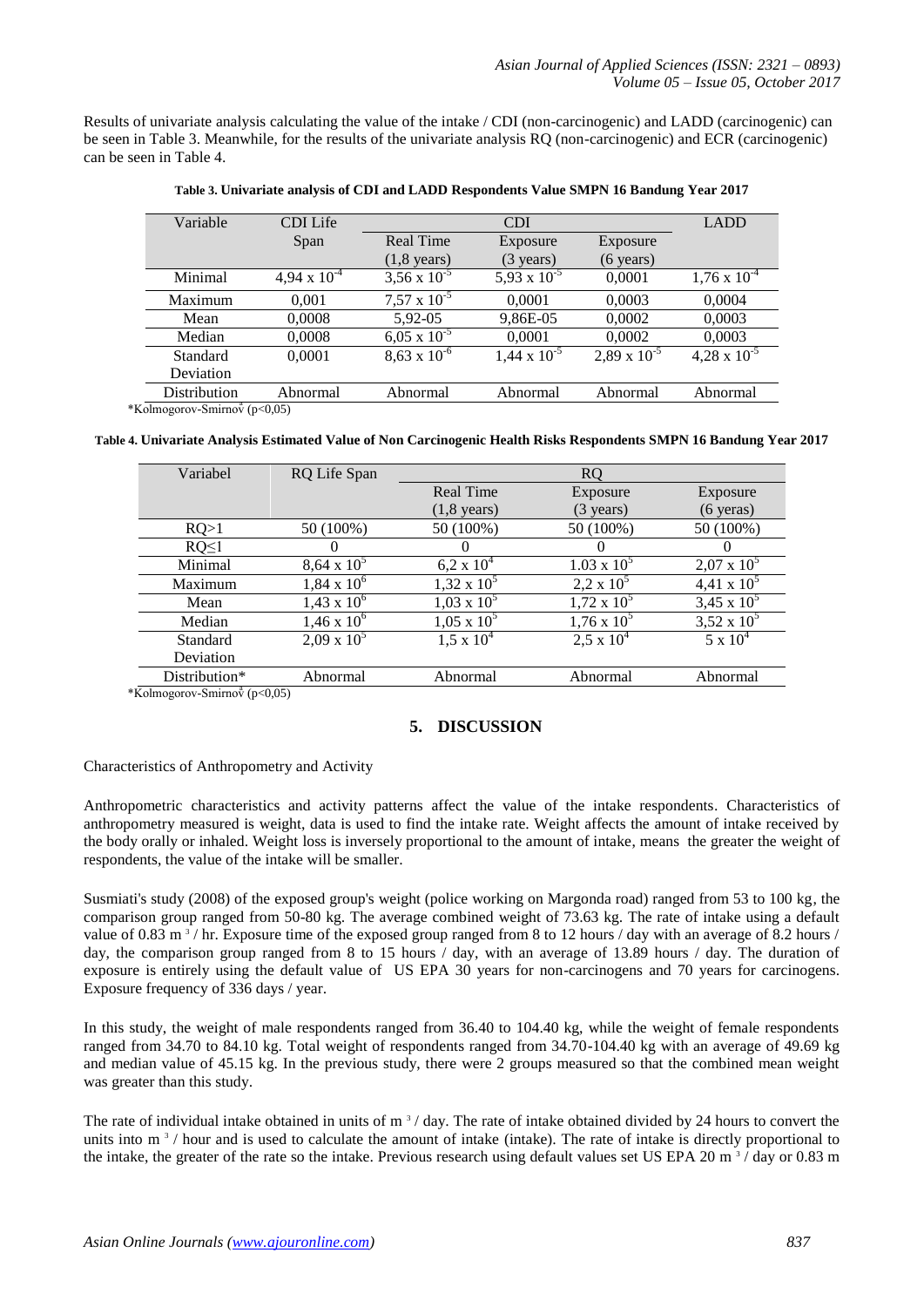Results of univariate analysis calculating the value of the intake / CDI (non-carcinogenic) and LADD (carcinogenic) can be seen in Table 3. Meanwhile, for the results of the univariate analysis RQ (non-carcinogenic) and ECR (carcinogenic) can be seen in Table 4.

**Table 3. Univariate analysis of CDI and LADD Respondents Value SMPN 16 Bandung Year 2017**

| Variable | CDI Life Span | CDI | | | LADD |
|---|---|---|---|---|---|
| | | Real Time (1,8 years) | Exposure (3 years) | Exposure (6 years) | |
| Minimal | $4{,}94 \times 10^{-4}$ | $3{,}56 \times 10^{-5}$ | $5{,}93 \times 10^{-5}$ | 0,0001 | $1{,}76 \times 10^{-4}$ |
| Maximum | 0,001 | $7{,}57 \times 10^{-5}$ | 0,0001 | 0,0003 | 0,0004 |
| Mean | 0,0008 | 5,92-05 | 9,86E-05 | 0,0002 | 0,0003 |
| Median | 0,0008 | $6{,}05 \times 10^{-5}$ | 0,0001 | 0,0002 | 0,0003 |
| Standard Deviation | 0,0001 | $8{,}63 \times 10^{-6}$ | $1{,}44 \times 10^{-5}$ | $2{,}89 \times 10^{-5}$ | $4{,}28 \times 10^{-5}$ |
| Distribution | Abnormal | Abnormal | Abnormal | Abnormal | Abnormal |

*Kolmogorov-Smirnov ($p<0{,}05$)

**Table 4. Univariate Analysis Estimated Value of Non Carcinogenic Health Risks Respondents SMPN 16 Bandung Year 2017**

| Variabel | RQ Life Span | RQ | | |
|---|---|---|---|---|
| | | Real Time (1,8 years) | Exposure (3 years) | Exposure (6 yeras) |
| RQ>1 | 50 (100%) | 50 (100%) | 50 (100%) | 50 (100%) |
| RQ≤1 | 0 | 0 | 0 | 0 |
| Minimal | $8{,}64 \times 10^{5}$ | $6{,}2 \times 10^{4}$ | $1.03 \times 10^{5}$ | $2{,}07 \times 10^{5}$ |
| Maximum | $1{,}84 \times 10^{6}$ | $1{,}32 \times 10^{5}$ | $2{,}2 \times 10^{5}$ | $4{,}41 \times 10^{5}$ |
| Mean | $1{,}43 \times 10^{6}$ | $1{,}03 \times 10^{5}$ | $1{,}72 \times 10^{5}$ | $3{,}45 \times 10^{5}$ |
| Median | $1{,}46 \times 10^{6}$ | $1{,}05 \times 10^{5}$ | $1{,}76 \times 10^{5}$ | $3{,}52 \times 10^{5}$ |
| Standard Deviation | $2{,}09 \times 10^{5}$ | $1{,}5 \times 10^{4}$ | $2{,}5 \times 10^{4}$ | $5 \times 10^{4}$ |
| Distribution* | Abnormal | Abnormal | Abnormal | Abnormal |

*Kolmogorov-Smirnov ($p<0{,}05$)

## 5. DISCUSSION

Characteristics of Anthropometry and Activity

Anthropometric characteristics and activity patterns affect the value of the intake respondents. Characteristics of anthropometry measured is weight, data is used to find the intake rate. Weight affects the amount of intake received by the body orally or inhaled. Weight loss is inversely proportional to the amount of intake, means the greater the weight of respondents, the value of the intake will be smaller.

Susmiati's study (2008) of the exposed group's weight (police working on Margonda road) ranged from 53 to 100 kg, the comparison group ranged from 50-80 kg. The average combined weight of 73.63 kg. The rate of intake using a default value of 0.83 $m^3$ / hr. Exposure time of the exposed group ranged from 8 to 12 hours / day with an average of 8.2 hours / day, the comparison group ranged from 8 to 15 hours / day, with an average of 13.89 hours / day. The duration of exposure is entirely using the default value of US EPA 30 years for non-carcinogens and 70 years for carcinogens. Exposure frequency of 336 days / year.

In this study, the weight of male respondents ranged from 36.40 to 104.40 kg, while the weight of female respondents ranged from 34.70 to 84.10 kg. Total weight of respondents ranged from 34.70-104.40 kg with an average of 49.69 kg and median value of 45.15 kg. In the previous study, there were 2 groups measured so that the combined mean weight was greater than this study.

The rate of individual intake obtained in units of $m^3$ / day. The rate of intake obtained divided by 24 hours to convert the units into $m^3$ / hour and is used to calculate the amount of intake (intake). The rate of intake is directly proportional to the intake, the greater of the rate so the intake. Previous research using default values set US EPA 20 $m^3$ / day or 0.83 m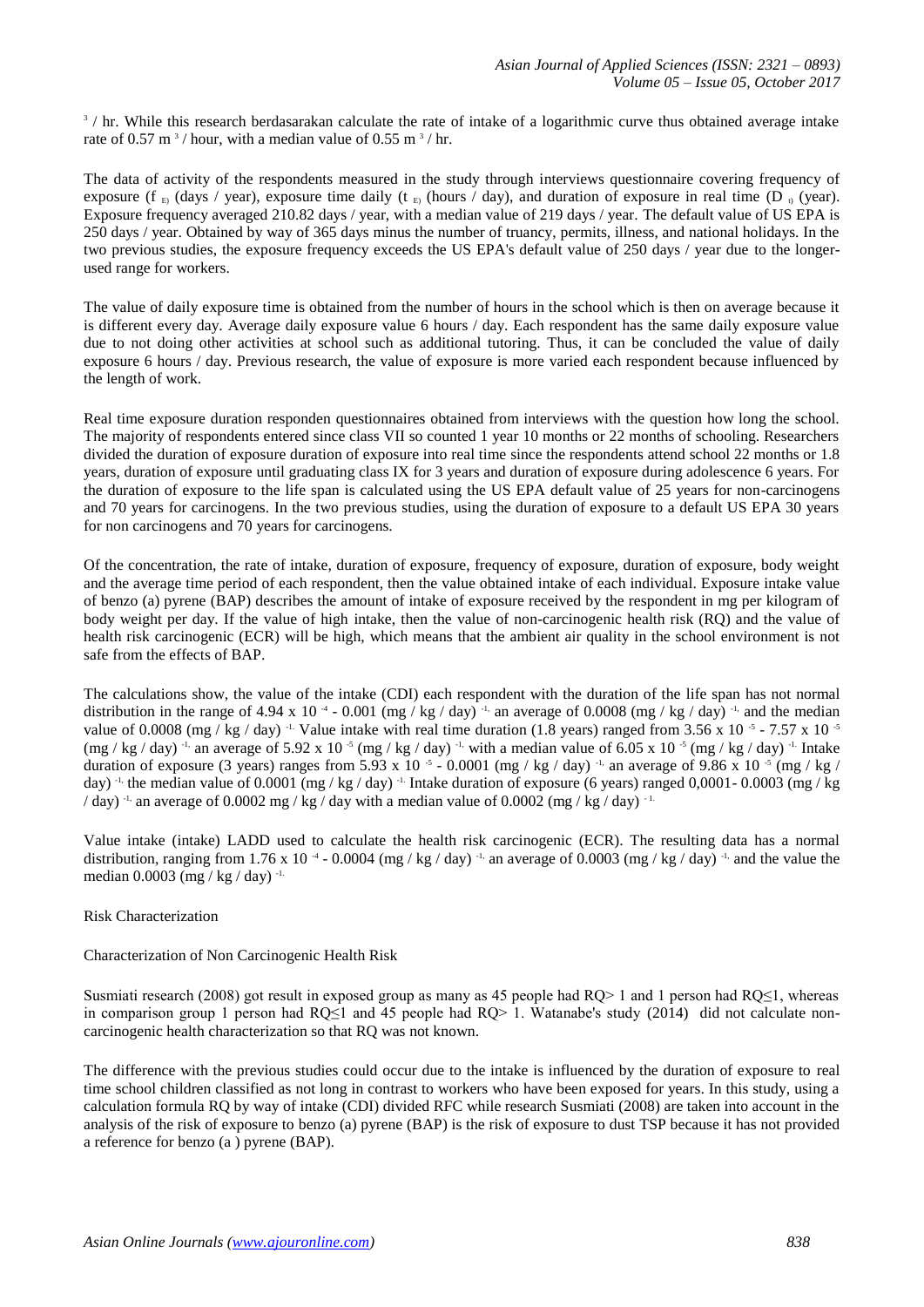$^3$ / hr. While this research berdasarakan calculate the rate of intake of a logarithmic curve thus obtained average intake rate of 0.57 $m^3$ / hour, with a median value of 0.55 $m^3$ / hr.

The data of activity of the respondents measured in the study through interviews questionnaire covering frequency of exposure ($f_E$) (days / year), exposure time daily ($t_E$) (hours / day), and duration of exposure in real time ($D_t$ (year). Exposure frequency averaged 210.82 days / year, with a median value of 219 days / year. The default value of US EPA is 250 days / year. Obtained by way of 365 days minus the number of truancy, permits, illness, and national holidays. In the two previous studies, the exposure frequency exceeds the US EPA's default value of 250 days / year due to the longer-used range for workers.

The value of daily exposure time is obtained from the number of hours in the school which is then on average because it is different every day. Average daily exposure value 6 hours / day. Each respondent has the same daily exposure value due to not doing other activities at school such as additional tutoring. Thus, it can be concluded the value of daily exposure 6 hours / day. Previous research, the value of exposure is more varied each respondent because influenced by the length of work.

Real time exposure duration responden questionnaires obtained from interviews with the question how long the school. The majority of respondents entered since class VII so counted 1 year 10 months or 22 months of schooling. Researchers divided the duration of exposure duration of exposure into real time since the respondents attend school 22 months or 1.8 years, duration of exposure until graduating class IX for 3 years and duration of exposure during adolescence 6 years. For the duration of exposure to the life span is calculated using the US EPA default value of 25 years for non-carcinogens and 70 years for carcinogens. In the two previous studies, using the duration of exposure to a default US EPA 30 years for non carcinogens and 70 years for carcinogens.

Of the concentration, the rate of intake, duration of exposure, frequency of exposure, duration of exposure, body weight and the average time period of each respondent, then the value obtained intake of each individual. Exposure intake value of benzo (a) pyrene (BAP) describes the amount of intake of exposure received by the respondent in mg per kilogram of body weight per day. If the value of high intake, then the value of non-carcinogenic health risk (RQ) and the value of health risk carcinogenic (ECR) will be high, which means that the ambient air quality in the school environment is not safe from the effects of BAP.

The calculations show, the value of the intake (CDI) each respondent with the duration of the life span has not normal distribution in the range of 4.94 x $10^{-4}$ - 0.001 (mg / kg / day) $^{-1}$, an average of 0.0008 (mg / kg / day) $^{-1}$, and the median value of 0.0008 (mg / kg / day) $^{-1}$. Value intake with real time duration (1.8 years) ranged from 3.56 x $10^{-5}$ - 7.57 x $10^{-5}$ (mg / kg / day) $^{-1}$, an average of 5.92 x $10^{-5}$ (mg / kg / day) $^{-1}$ with a median value of 6.05 x $10^{-5}$ (mg / kg / day) $^{-1}$. Intake duration of exposure (3 years) ranges from 5.93 x $10^{-5}$ - 0.0001 (mg / kg / day) $^{-1}$, an average of 9.86 x $10^{-5}$ (mg / kg / day) $^{-1}$, the median value of 0.0001 (mg / kg / day) $^{-1}$. Intake duration of exposure (6 years) ranged 0,0001- 0.0003 (mg / kg / day) $^{-1}$, an average of 0.0002 mg / kg / day with a median value of 0.0002 (mg / kg / day) $^{-1}$.

Value intake (intake) LADD used to calculate the health risk carcinogenic (ECR). The resulting data has a normal distribution, ranging from 1.76 x $10^{-4}$ - 0.0004 (mg / kg / day) $^{-1}$, an average of 0.0003 (mg / kg / day) $^{-1}$, and the value the median 0.0003 (mg / kg / day) $^{-1}$.

Risk Characterization

Characterization of Non Carcinogenic Health Risk

Susmiati research (2008) got result in exposed group as many as 45 people had RQ> 1 and 1 person had RQ≤1, whereas in comparison group 1 person had RQ≤1 and 45 people had RQ> 1. Watanabe's study (2014) did not calculate non-carcinogenic health characterization so that RQ was not known.

The difference with the previous studies could occur due to the intake is influenced by the duration of exposure to real time school children classified as not long in contrast to workers who have been exposed for years. In this study, using a calculation formula RQ by way of intake (CDI) divided RFC while research Susmiati (2008) are taken into account in the analysis of the risk of exposure to benzo (a) pyrene (BAP) is the risk of exposure to dust TSP because it has not provided a reference for benzo (a ) pyrene (BAP).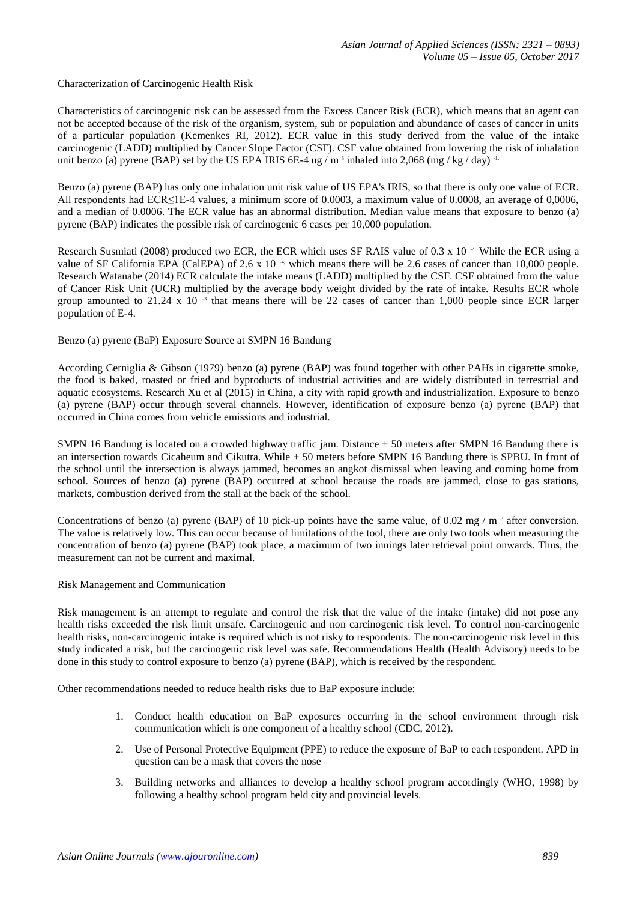Characterization of Carcinogenic Health Risk

Characteristics of carcinogenic risk can be assessed from the Excess Cancer Risk (ECR), which means that an agent can not be accepted because of the risk of the organism, system, sub or population and abundance of cases of cancer in units of a particular population (Kemenkes RI, 2012). ECR value in this study derived from the value of the intake carcinogenic (LADD) multiplied by Cancer Slope Factor (CSF). CSF value obtained from lowering the risk of inhalation unit benzo (a) pyrene (BAP) set by the US EPA IRIS 6E-4 ug / m $^3$ inhaled into 2,068 (mg / kg / day) $^{-1}$.

Benzo (a) pyrene (BAP) has only one inhalation unit risk value of US EPA's IRIS, so that there is only one value of ECR. All respondents had ECR≤1E-4 values, a minimum score of 0.0003, a maximum value of 0.0008, an average of 0,0006, and a median of 0.0006. The ECR value has an abnormal distribution. Median value means that exposure to benzo (a) pyrene (BAP) indicates the possible risk of carcinogenic 6 cases per 10,000 population.

Research Susmiati (2008) produced two ECR, the ECR which uses SF RAIS value of 0.3 x 10 $^{-4}$. While the ECR using a value of SF California EPA (CalEPA) of 2.6 x 10 $^{-4}$, which means there will be 2.6 cases of cancer than 10,000 people. Research Watanabe (2014) ECR calculate the intake means (LADD) multiplied by the CSF. CSF obtained from the value of Cancer Risk Unit (UCR) multiplied by the average body weight divided by the rate of intake. Results ECR whole group amounted to 21.24 x 10 $^{-3}$ that means there will be 22 cases of cancer than 1,000 people since ECR larger population of E-4.

Benzo (a) pyrene (BaP) Exposure Source at SMPN 16 Bandung

According Cerniglia & Gibson (1979) benzo (a) pyrene (BAP) was found together with other PAHs in cigarette smoke, the food is baked, roasted or fried and byproducts of industrial activities and are widely distributed in terrestrial and aquatic ecosystems. Research Xu et al (2015) in China, a city with rapid growth and industrialization. Exposure to benzo (a) pyrene (BAP) occur through several channels. However, identification of exposure benzo (a) pyrene (BAP) that occurred in China comes from vehicle emissions and industrial.

SMPN 16 Bandung is located on a crowded highway traffic jam. Distance ± 50 meters after SMPN 16 Bandung there is an intersection towards Cicaheum and Cikutra. While ± 50 meters before SMPN 16 Bandung there is SPBU. In front of the school until the intersection is always jammed, becomes an angkot dismissal when leaving and coming home from school. Sources of benzo (a) pyrene (BAP) occurred at school because the roads are jammed, close to gas stations, markets, combustion derived from the stall at the back of the school.

Concentrations of benzo (a) pyrene (BAP) of 10 pick-up points have the same value, of 0.02 mg / m $^3$ after conversion. The value is relatively low. This can occur because of limitations of the tool, there are only two tools when measuring the concentration of benzo (a) pyrene (BAP) took place, a maximum of two innings later retrieval point onwards. Thus, the measurement can not be current and maximal.

Risk Management and Communication

Risk management is an attempt to regulate and control the risk that the value of the intake (intake) did not pose any health risks exceeded the risk limit unsafe. Carcinogenic and non carcinogenic risk level. To control non-carcinogenic health risks, non-carcinogenic intake is required which is not risky to respondents. The non-carcinogenic risk level in this study indicated a risk, but the carcinogenic risk level was safe. Recommendations Health (Health Advisory) needs to be done in this study to control exposure to benzo (a) pyrene (BAP), which is received by the respondent.

Other recommendations needed to reduce health risks due to BaP exposure include:

1. Conduct health education on BaP exposures occurring in the school environment through risk communication which is one component of a healthy school (CDC, 2012).
2. Use of Personal Protective Equipment (PPE) to reduce the exposure of BaP to each respondent. APD in question can be a mask that covers the nose
3. Building networks and alliances to develop a healthy school program accordingly (WHO, 1998) by following a healthy school program held city and provincial levels.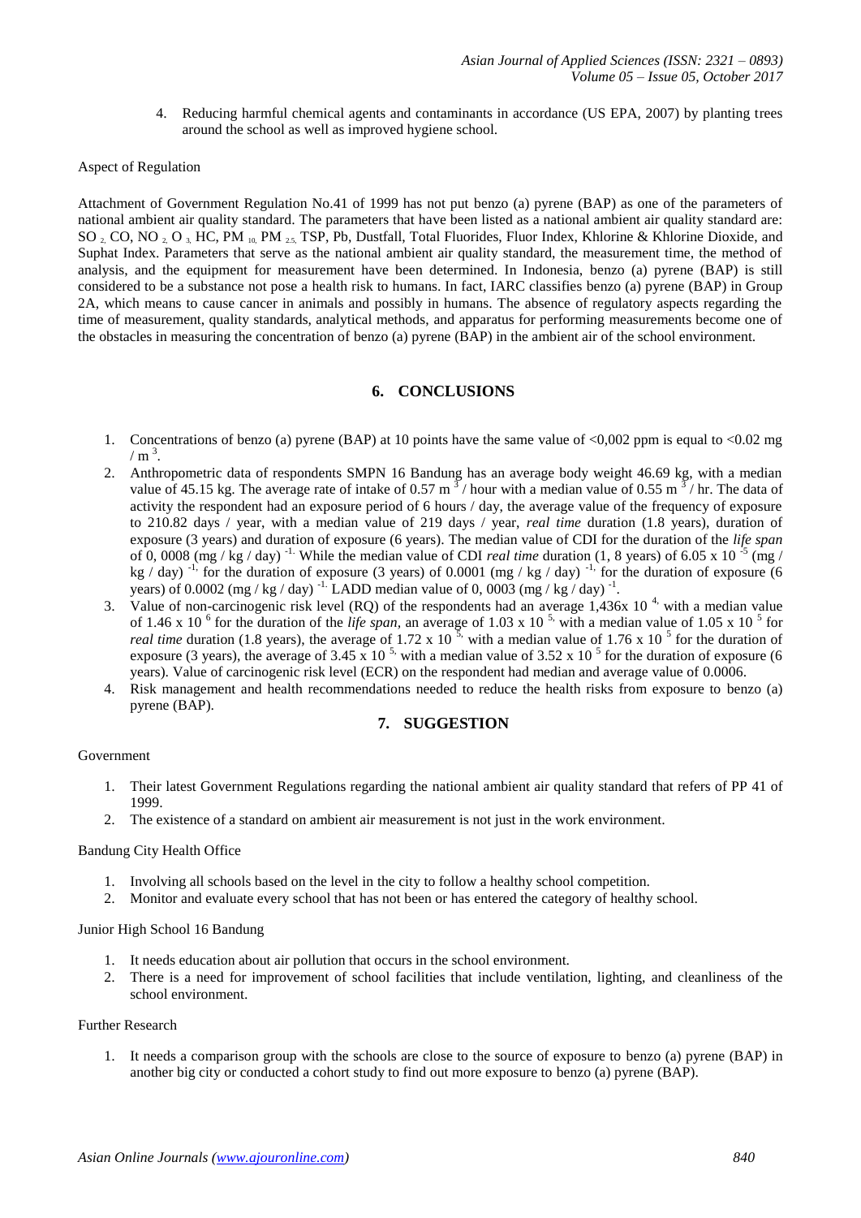4. Reducing harmful chemical agents and contaminants in accordance (US EPA, 2007) by planting trees around the school as well as improved hygiene school.

Aspect of Regulation

Attachment of Government Regulation No.41 of 1999 has not put benzo (a) pyrene (BAP) as one of the parameters of national ambient air quality standard. The parameters that have been listed as a national ambient air quality standard are: $SO_2$, CO, $NO_2$, $O_3$, HC, $PM_{10}$, $PM_{2.5}$, TSP, Pb, Dustfall, Total Fluorides, Fluor Index, Khlorine & Khlorine Dioxide, and Suphat Index. Parameters that serve as the national ambient air quality standard, the measurement time, the method of analysis, and the equipment for measurement have been determined. In Indonesia, benzo (a) pyrene (BAP) is still considered to be a substance not pose a health risk to humans. In fact, IARC classifies benzo (a) pyrene (BAP) in Group 2A, which means to cause cancer in animals and possibly in humans. The absence of regulatory aspects regarding the time of measurement, quality standards, analytical methods, and apparatus for performing measurements become one of the obstacles in measuring the concentration of benzo (a) pyrene (BAP) in the ambient air of the school environment.

## 6. CONCLUSIONS

1. Concentrations of benzo (a) pyrene (BAP) at 10 points have the same value of <0,002 ppm is equal to <0.02 mg / $m^3$.
2. Anthropometric data of respondents SMPN 16 Bandung has an average body weight 46.69 kg, with a median value of 45.15 kg. The average rate of intake of 0.57 $m^3$ / hour with a median value of 0.55 $m^3$ / hr. The data of activity the respondent had an exposure period of 6 hours / day, the average value of the frequency of exposure to 210.82 days / year, with a median value of 219 days / year, *real time* duration (1.8 years), duration of exposure (3 years) and duration of exposure (6 years). The median value of CDI for the duration of the *life span* of 0, 0008 (mg / kg / day) $^{-1.}$ While the median value of CDI *real time* duration (1, 8 years) of 6.05 x $10^{-5}$ (mg / kg / day) $^{-1,}$ for the duration of exposure (3 years) of 0.0001 (mg / kg / day) $^{-1,}$ for the duration of exposure (6 years) of 0.0002 (mg / kg / day) $^{-1.}$ LADD median value of 0, 0003 (mg / kg / day) $^{-1}$.
3. Value of non-carcinogenic risk level (RQ) of the respondents had an average 1,436x $10^{4,}$ with a median value of 1.46 x $10^{6}$ for the duration of the *life span*, an average of 1.03 x $10^{5,}$ with a median value of 1.05 x $10^{5}$ for *real time* duration (1.8 years), the average of 1.72 x $10^{5,}$ with a median value of 1.76 x $10^{5}$ for the duration of exposure (3 years), the average of 3.45 x $10^{5,}$ with a median value of 3.52 x $10^{5}$ for the duration of exposure (6 years). Value of carcinogenic risk level (ECR) on the respondent had median and average value of 0.0006.
4. Risk management and health recommendations needed to reduce the health risks from exposure to benzo (a) pyrene (BAP).

## 7. SUGGESTION

Government

1. Their latest Government Regulations regarding the national ambient air quality standard that refers of PP 41 of 1999.
2. The existence of a standard on ambient air measurement is not just in the work environment.

Bandung City Health Office

1. Involving all schools based on the level in the city to follow a healthy school competition.
2. Monitor and evaluate every school that has not been or has entered the category of healthy school.

Junior High School 16 Bandung

1. It needs education about air pollution that occurs in the school environment.
2. There is a need for improvement of school facilities that include ventilation, lighting, and cleanliness of the school environment.

Further Research

1. It needs a comparison group with the schools are close to the source of exposure to benzo (a) pyrene (BAP) in another big city or conducted a cohort study to find out more exposure to benzo (a) pyrene (BAP).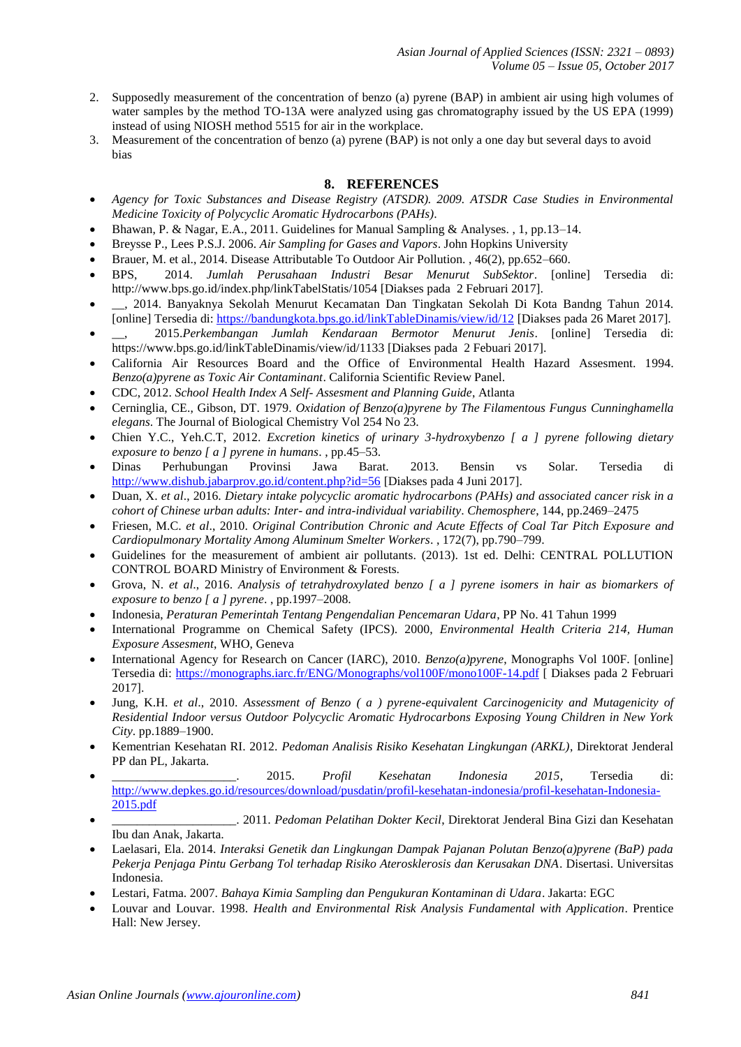2. Supposedly measurement of the concentration of benzo (a) pyrene (BAP) in ambient air using high volumes of water samples by the method TO-13A were analyzed using gas chromatography issued by the US EPA (1999) instead of using NIOSH method 5515 for air in the workplace.
3. Measurement of the concentration of benzo (a) pyrene (BAP) is not only a one day but several days to avoid bias

## 8. REFERENCES

- *Agency for Toxic Substances and Disease Registry (ATSDR). 2009. ATSDR Case Studies in Environmental Medicine Toxicity of Polycyclic Aromatic Hydrocarbons (PAHs).*
- Bhawan, P. & Nagar, E.A., 2011. Guidelines for Manual Sampling & Analyses. , 1, pp.13–14.
- Breysse P., Lees P.S.J. 2006. *Air Sampling for Gases and Vapors*. John Hopkins University
- Brauer, M. et al., 2014. Disease Attributable To Outdoor Air Pollution. , 46(2), pp.652–660.
- BPS, 2014. *Jumlah Perusahaan Industri Besar Menurut SubSektor*. [online] Tersedia di: http://www.bps.go.id/index.php/linkTabelStatis/1054 [Diakses pada 2 Februari 2017].
- __, 2014. Banyaknya Sekolah Menurut Kecamatan Dan Tingkatan Sekolah Di Kota Bandng Tahun 2014. [online] Tersedia di: https://bandungkota.bps.go.id/linkTableDinamis/view/id/12 [Diakses pada 26 Maret 2017].
- __, 2015.*Perkembangan Jumlah Kendaraan Bermotor Menurut Jenis*. [online] Tersedia di: https://www.bps.go.id/linkTableDinamis/view/id/1133 [Diakses pada 2 Febuari 2017].
- California Air Resources Board and the Office of Environmental Health Hazard Assesment. 1994. *Benzo(a)pyrene as Toxic Air Contaminant*. California Scientific Review Panel.
- CDC, 2012. *School Health Index A Self- Assesment and Planning Guide*, Atlanta
- Cerninglia, CE., Gibson, DT. 1979. *Oxidation of Benzo(a)pyrene by The Filamentous Fungus Cunninghamella elegans*. The Journal of Biological Chemistry Vol 254 No 23.
- Chien Y.C., Yeh.C.T, 2012. *Excretion kinetics of urinary 3-hydroxybenzo [ a ] pyrene following dietary exposure to benzo [ a ] pyrene in humans*. , pp.45–53.
- Dinas Perhubungan Provinsi Jawa Barat. 2013. Bensin vs Solar. Tersedia di http://www.dishub.jabarprov.go.id/content.php?id=56 [Diakses pada 4 Juni 2017].
- Duan, X. *et al*., 2016. *Dietary intake polycyclic aromatic hydrocarbons (PAHs) and associated cancer risk in a cohort of Chinese urban adults: Inter- and intra-individual variability*. *Chemosphere*, 144, pp.2469–2475
- Friesen, M.C. *et al*., 2010. *Original Contribution Chronic and Acute Effects of Coal Tar Pitch Exposure and Cardiopulmonary Mortality Among Aluminum Smelter Workers*. , 172(7), pp.790–799.
- Guidelines for the measurement of ambient air pollutants. (2013). 1st ed. Delhi: CENTRAL POLLUTION CONTROL BOARD Ministry of Environment & Forests.
- Grova, N. *et al*., 2016. *Analysis of tetrahydroxylated benzo [ a ] pyrene isomers in hair as biomarkers of exposure to benzo [ a ] pyrene*. , pp.1997–2008.
- Indonesia, *Peraturan Pemerintah Tentang Pengendalian Pencemaran Udara*, PP No. 41 Tahun 1999
- International Programme on Chemical Safety (IPCS). 2000, *Environmental Health Criteria 214, Human Exposure Assesment*, WHO, Geneva
- International Agency for Research on Cancer (IARC), 2010. *Benzo(a)pyrene*, Monographs Vol 100F. [online] Tersedia di: https://monographs.iarc.fr/ENG/Monographs/vol100F/mono100F-14.pdf [ Diakses pada 2 Februari 2017].
- Jung, K.H. *et al*., 2010. *Assessment of Benzo ( a ) pyrene-equivalent Carcinogenicity and Mutagenicity of Residential Indoor versus Outdoor Polycyclic Aromatic Hydrocarbons Exposing Young Children in New York City*. pp.1889–1900.
- Kementrian Kesehatan RI. 2012. *Pedoman Analisis Risiko Kesehatan Lingkungan (ARKL)*, Direktorat Jenderal PP dan PL, Jakarta.
- ___________________. 2015. *Profil Kesehatan Indonesia 2015*, Tersedia di: http://www.depkes.go.id/resources/download/pusdatin/profil-kesehatan-indonesia/profil-kesehatan-Indonesia-2015.pdf
- ___________________. 2011. *Pedoman Pelatihan Dokter Kecil*, Direktorat Jenderal Bina Gizi dan Kesehatan Ibu dan Anak, Jakarta.
- Laelasari, Ela. 2014. *Interaksi Genetik dan Lingkungan Dampak Pajanan Polutan Benzo(a)pyrene (BaP) pada Pekerja Penjaga Pintu Gerbang Tol terhadap Risiko Aterosklerosis dan Kerusakan DNA*. Disertasi. Universitas Indonesia.
- Lestari, Fatma. 2007. *Bahaya Kimia Sampling dan Pengukuran Kontaminan di Udara*. Jakarta: EGC
- Louvar and Louvar. 1998. *Health and Environmental Risk Analysis Fundamental with Application*. Prentice Hall: New Jersey.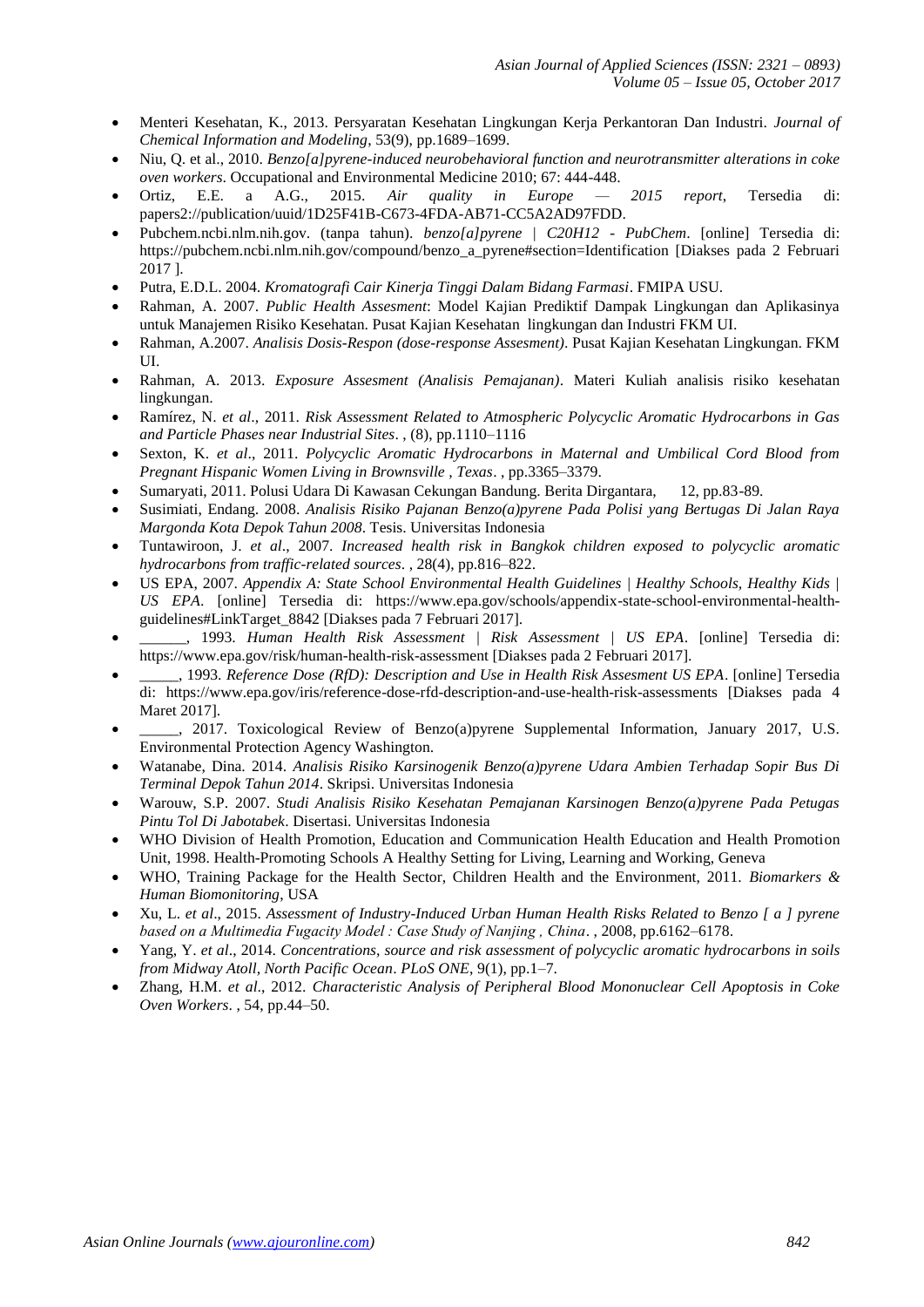- Menteri Kesehatan, K., 2013. Persyaratan Kesehatan Lingkungan Kerja Perkantoran Dan Industri. *Journal of Chemical Information and Modeling*, 53(9), pp.1689–1699.
- Niu, Q. et al., 2010. *Benzo[a]pyrene-induced neurobehavioral function and neurotransmitter alterations in coke oven workers*. Occupational and Environmental Medicine 2010; 67: 444-448.
- Ortiz, E.E. a A.G., 2015. *Air quality in Europe — 2015 report*, Tersedia di: papers2://publication/uuid/1D25F41B-C673-4FDA-AB71-CC5A2AD97FDD.
- Pubchem.ncbi.nlm.nih.gov. (tanpa tahun). *benzo[a]pyrene | C20H12 - PubChem*. [online] Tersedia di: https://pubchem.ncbi.nlm.nih.gov/compound/benzo_a_pyrene#section=Identification [Diakses pada 2 Februari 2017 ].
- Putra, E.D.L. 2004. *Kromatografi Cair Kinerja Tinggi Dalam Bidang Farmasi*. FMIPA USU.
- Rahman, A. 2007. *Public Health Assesment*: Model Kajian Prediktif Dampak Lingkungan dan Aplikasinya untuk Manajemen Risiko Kesehatan. Pusat Kajian Kesehatan lingkungan dan Industri FKM UI.
- Rahman, A.2007. *Analisis Dosis-Respon (dose-response Assesment)*. Pusat Kajian Kesehatan Lingkungan. FKM UI.
- Rahman, A. 2013. *Exposure Assesment (Analisis Pemajanan)*. Materi Kuliah analisis risiko kesehatan lingkungan.
- Ramírez, N. *et al*., 2011. *Risk Assessment Related to Atmospheric Polycyclic Aromatic Hydrocarbons in Gas and Particle Phases near Industrial Sites*. , (8), pp.1110–1116
- Sexton, K. *et al*., 2011. *Polycyclic Aromatic Hydrocarbons in Maternal and Umbilical Cord Blood from Pregnant Hispanic Women Living in Brownsville , Texas*. , pp.3365–3379.
- Sumaryati, 2011. Polusi Udara Di Kawasan Cekungan Bandung. Berita Dirgantara, 12, pp.83-89.
- Susimiati, Endang. 2008. *Analisis Risiko Pajanan Benzo(a)pyrene Pada Polisi yang Bertugas Di Jalan Raya Margonda Kota Depok Tahun 2008*. Tesis. Universitas Indonesia
- Tuntawiroon, J. *et al*., 2007. *Increased health risk in Bangkok children exposed to polycyclic aromatic hydrocarbons from traffic-related sources*. , 28(4), pp.816–822.
- US EPA, 2007. *Appendix A: State School Environmental Health Guidelines | Healthy Schools, Healthy Kids | US EPA*. [online] Tersedia di: https://www.epa.gov/schools/appendix-state-school-environmental-health-guidelines#LinkTarget_8842 [Diakses pada 7 Februari 2017].
- ______, 1993. *Human Health Risk Assessment | Risk Assessment | US EPA*. [online] Tersedia di: https://www.epa.gov/risk/human-health-risk-assessment [Diakses pada 2 Februari 2017].
- _____, 1993. *Reference Dose (RfD): Description and Use in Health Risk Assesment US EPA*. [online] Tersedia di: https://www.epa.gov/iris/reference-dose-rfd-description-and-use-health-risk-assessments [Diakses pada 4 Maret 2017].
- _____, 2017. Toxicological Review of Benzo(a)pyrene Supplemental Information, January 2017, U.S. Environmental Protection Agency Washington.
- Watanabe, Dina. 2014. *Analisis Risiko Karsinogenik Benzo(a)pyrene Udara Ambien Terhadap Sopir Bus Di Terminal Depok Tahun 2014*. Skripsi. Universitas Indonesia
- Warouw, S.P. 2007. *Studi Analisis Risiko Kesehatan Pemajanan Karsinogen Benzo(a)pyrene Pada Petugas Pintu Tol Di Jabotabek*. Disertasi. Universitas Indonesia
- WHO Division of Health Promotion, Education and Communication Health Education and Health Promotion Unit, 1998. Health-Promoting Schools A Healthy Setting for Living, Learning and Working, Geneva
- WHO, Training Package for the Health Sector, Children Health and the Environment, 2011. *Biomarkers & Human Biomonitoring*, USA
- Xu, L. *et al*., 2015. *Assessment of Industry-Induced Urban Human Health Risks Related to Benzo [ a ] pyrene based on a Multimedia Fugacity Model : Case Study of Nanjing , China*. , 2008, pp.6162–6178.
- Yang, Y. *et al*., 2014. *Concentrations, source and risk assessment of polycyclic aromatic hydrocarbons in soils from Midway Atoll, North Pacific Ocean*. *PLoS ONE*, 9(1), pp.1–7.
- Zhang, H.M. *et al*., 2012. *Characteristic Analysis of Peripheral Blood Mononuclear Cell Apoptosis in Coke Oven Workers*. , 54, pp.44–50.